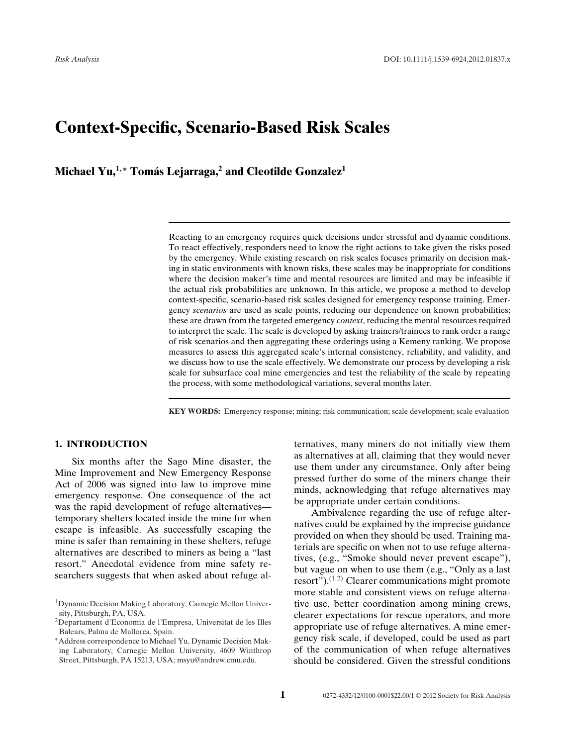# Context-Specific, Scenario-Based Risk Scales

**Michael Yu,[1,*] Tomás Lejarraga,[2] and Cleotilde Gonzalez[1]**

Reacting to an emergency requires quick decisions under stressful and dynamic conditions. To react effectively, responders need to know the right actions to take given the risks posed by the emergency. While existing research on risk scales focuses primarily on decision making in static environments with known risks, these scales may be inappropriate for conditions where the decision maker's time and mental resources are limited and may be infeasible if the actual risk probabilities are unknown. In this article, we propose a method to develop context-specific, scenario-based risk scales designed for emergency response training. Emergency *scenarios* are used as scale points, reducing our dependence on known probabilities; these are drawn from the targeted emergency *context*, reducing the mental resources required to interpret the scale. The scale is developed by asking trainers/trainees to rank order a range of risk scenarios and then aggregating these orderings using a Kemeny ranking. We propose measures to assess this aggregated scale's internal consistency, reliability, and validity, and we discuss how to use the scale effectively. We demonstrate our process by developing a risk scale for subsurface coal mine emergencies and test the reliability of the scale by repeating the process, with some methodological variations, several months later.

**KEY WORDS:** Emergency response; mining; risk communication; scale development; scale evaluation

## 1. INTRODUCTION

Six months after the Sago Mine disaster, the Mine Improvement and New Emergency Response Act of 2006 was signed into law to improve mine emergency response. One consequence of the act was the rapid development of refuge alternatives—temporary shelters located inside the mine for when escape is infeasible. As successfully escaping the mine is safer than remaining in these shelters, refuge alternatives are described to miners as being a "last resort." Anecdotal evidence from mine safety researchers suggests that when asked about refuge alternatives, many miners do not initially view them as alternatives at all, claiming that they would never use them under any circumstance. Only after being pressed further do some of the miners change their minds, acknowledging that refuge alternatives may be appropriate under certain conditions.

Ambivalence regarding the use of refuge alternatives could be explained by the imprecise guidance provided on when they should be used. Training materials are specific on when not to use refuge alternatives, (e.g., "Smoke should never prevent escape"), but vague on when to use them (e.g., "Only as a last resort").[1,2] Clearer communications might promote more stable and consistent views on refuge alternative use, better coordination among mining crews, clearer expectations for rescue operators, and more appropriate use of refuge alternatives. A mine emergency risk scale, if developed, could be used as part of the communication of when refuge alternatives should be considered. Given the stressful conditions

[1] Dynamic Decision Making Laboratory, Carnegie Mellon University, Pittsburgh, PA, USA.

[2] Departament d'Economia de l'Empresa, Universitat de les Illes Balears, Palma de Mallorca, Spain.

[*] Address correspondence to Michael Yu, Dynamic Decision Making Laboratory, Carnegie Mellon University, 4609 Winthrop Street, Pittsburgh, PA 15213, USA; msyu@andrew.cmu.edu.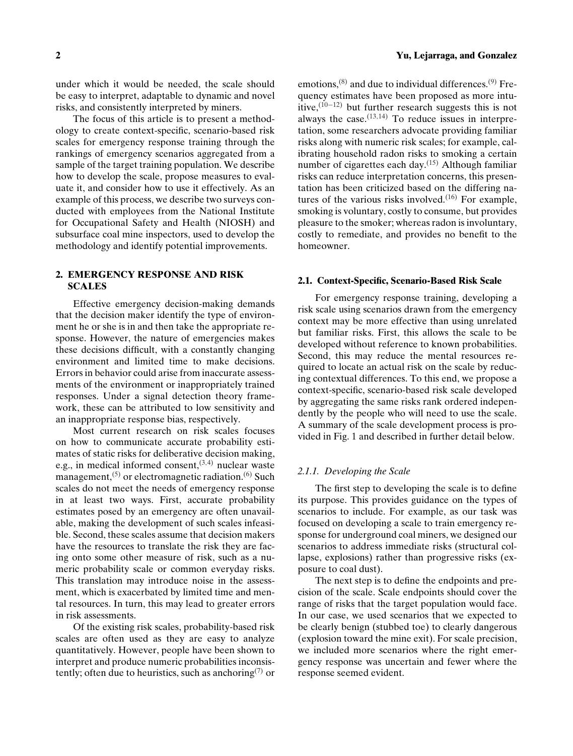under which it would be needed, the scale should be easy to interpret, adaptable to dynamic and novel risks, and consistently interpreted by miners.

The focus of this article is to present a methodology to create context-specific, scenario-based risk scales for emergency response training through the rankings of emergency scenarios aggregated from a sample of the target training population. We describe how to develop the scale, propose measures to evaluate it, and consider how to use it effectively. As an example of this process, we describe two surveys conducted with employees from the National Institute for Occupational Safety and Health (NIOSH) and subsurface coal mine inspectors, used to develop the methodology and identify potential improvements.

## 2. EMERGENCY RESPONSE AND RISK SCALES

Effective emergency decision-making demands that the decision maker identify the type of environment he or she is in and then take the appropriate response. However, the nature of emergencies makes these decisions difficult, with a constantly changing environment and limited time to make decisions. Errors in behavior could arise from inaccurate assessments of the environment or inappropriately trained responses. Under a signal detection theory framework, these can be attributed to low sensitivity and an inappropriate response bias, respectively.

Most current research on risk scales focuses on how to communicate accurate probability estimates of static risks for deliberative decision making, e.g., in medical informed consent,[3,4] nuclear waste management,[5] or electromagnetic radiation.[6] Such scales do not meet the needs of emergency response in at least two ways. First, accurate probability estimates posed by an emergency are often unavailable, making the development of such scales infeasible. Second, these scales assume that decision makers have the resources to translate the risk they are facing onto some other measure of risk, such as a numeric probability scale or common everyday risks. This translation may introduce noise in the assessment, which is exacerbated by limited time and mental resources. In turn, this may lead to greater errors in risk assessments.

Of the existing risk scales, probability-based risk scales are often used as they are easy to analyze quantitatively. However, people have been shown to interpret and produce numeric probabilities inconsistently; often due to heuristics, such as anchoring[7] or emotions,[8] and due to individual differences.[9] Frequency estimates have been proposed as more intuitive,[10–12] but further research suggests this is not always the case.[13,14] To reduce issues in interpretation, some researchers advocate providing familiar risks along with numeric risk scales; for example, calibrating household radon risks to smoking a certain number of cigarettes each day.[15] Although familiar risks can reduce interpretation concerns, this presentation has been criticized based on the differing natures of the various risks involved.[16] For example, smoking is voluntary, costly to consume, but provides pleasure to the smoker; whereas radon is involuntary, costly to remediate, and provides no benefit to the homeowner.

### 2.1. Context-Specific, Scenario-Based Risk Scale

For emergency response training, developing a risk scale using scenarios drawn from the emergency context may be more effective than using unrelated but familiar risks. First, this allows the scale to be developed without reference to known probabilities. Second, this may reduce the mental resources required to locate an actual risk on the scale by reducing contextual differences. To this end, we propose a context-specific, scenario-based risk scale developed by aggregating the same risks rank ordered independently by the people who will need to use the scale. A summary of the scale development process is provided in Fig. 1 and described in further detail below.

#### 2.1.1. Developing the Scale

The first step to developing the scale is to define its purpose. This provides guidance on the types of scenarios to include. For example, as our task was focused on developing a scale to train emergency response for underground coal miners, we designed our scenarios to address immediate risks (structural collapse, explosions) rather than progressive risks (exposure to coal dust).

The next step is to define the endpoints and precision of the scale. Scale endpoints should cover the range of risks that the target population would face. In our case, we used scenarios that we expected to be clearly benign (stubbed toe) to clearly dangerous (explosion toward the mine exit). For scale precision, we included more scenarios where the right emergency response was uncertain and fewer where the response seemed evident.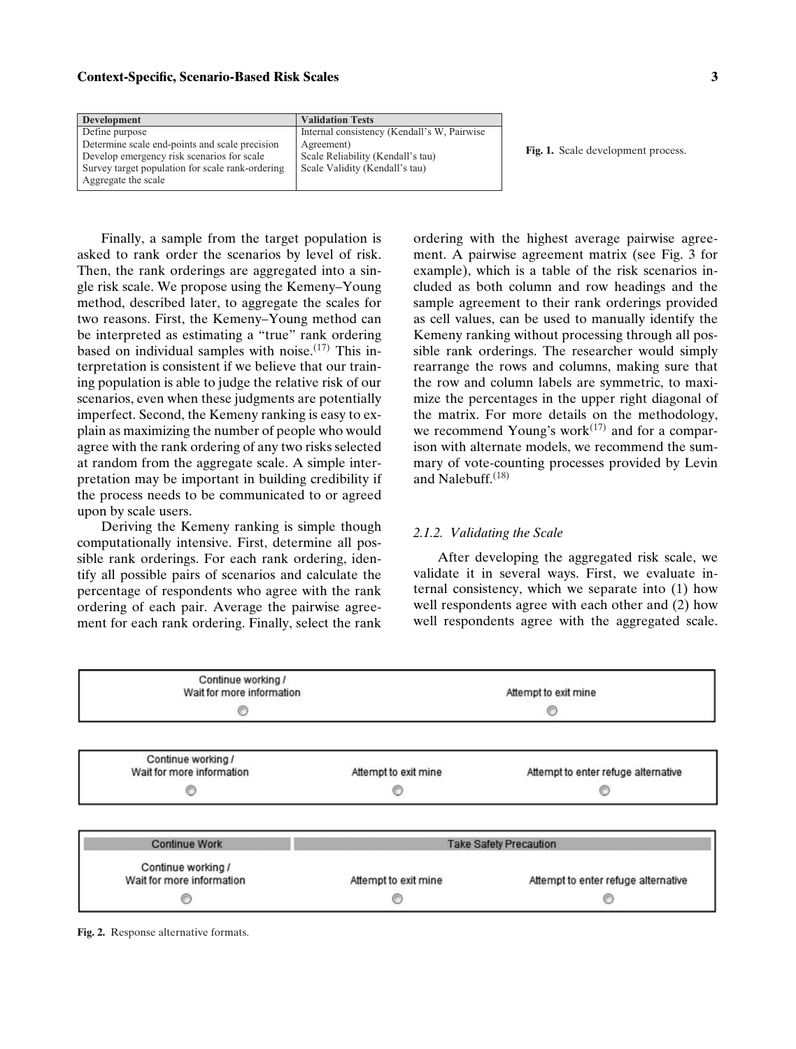| Development | Validation Tests |
|---|---|
| Define purpose<br>Determine scale end-points and scale precision<br>Develop emergency risk scenarios for scale<br>Survey target population for scale rank-ordering<br>Aggregate the scale | Internal consistency (Kendall's W, Pairwise Agreement)<br>Scale Reliability (Kendall's tau)<br>Scale Validity (Kendall's tau) |

**Fig. 1.** Scale development process.

Finally, a sample from the target population is asked to rank order the scenarios by level of risk. Then, the rank orderings are aggregated into a single risk scale. We propose using the Kemeny–Young method, described later, to aggregate the scales for two reasons. First, the Kemeny–Young method can be interpreted as estimating a "true" rank ordering based on individual samples with noise.[17] This interpretation is consistent if we believe that our training population is able to judge the relative risk of our scenarios, even when these judgments are potentially imperfect. Second, the Kemeny ranking is easy to explain as maximizing the number of people who would agree with the rank ordering of any two risks selected at random from the aggregate scale. A simple interpretation may be important in building credibility if the process needs to be communicated to or agreed upon by scale users.

Deriving the Kemeny ranking is simple though computationally intensive. First, determine all possible rank orderings. For each rank ordering, identify all possible pairs of scenarios and calculate the percentage of respondents who agree with the rank ordering of each pair. Average the pairwise agreement for each rank ordering. Finally, select the rank ordering with the highest average pairwise agreement. A pairwise agreement matrix (see Fig. 3 for example), which is a table of the risk scenarios included as both column and row headings and the sample agreement to their rank orderings provided as cell values, can be used to manually identify the Kemeny ranking without processing through all possible rank orderings. The researcher would simply rearrange the rows and columns, making sure that the row and column labels are symmetric, to maximize the percentages in the upper right diagonal of the matrix. For more details on the methodology, we recommend Young's work[17] and for a comparison with alternate models, we recommend the summary of vote-counting processes provided by Levin and Nalebuff.[18]

### 2.1.2. Validating the Scale

After developing the aggregated risk scale, we validate it in several ways. First, we evaluate internal consistency, which we separate into (1) how well respondents agree with each other and (2) how well respondents agree with the aggregated scale.

| Continue working / Wait for more information | Attempt to exit mine |
|---|---|
| ◯ | ◯ |

| Continue working / Wait for more information | Attempt to exit mine | Attempt to enter refuge alternative |
|---|---|---|
| ◯ | ◯ | ◯ |

| Continue Work | Take Safety Precaution | |
|---|---|---|
| Continue working / Wait for more information | Attempt to exit mine | Attempt to enter refuge alternative |
| ◯ | ◯ | ◯ |

**Fig. 2.** Response alternative formats.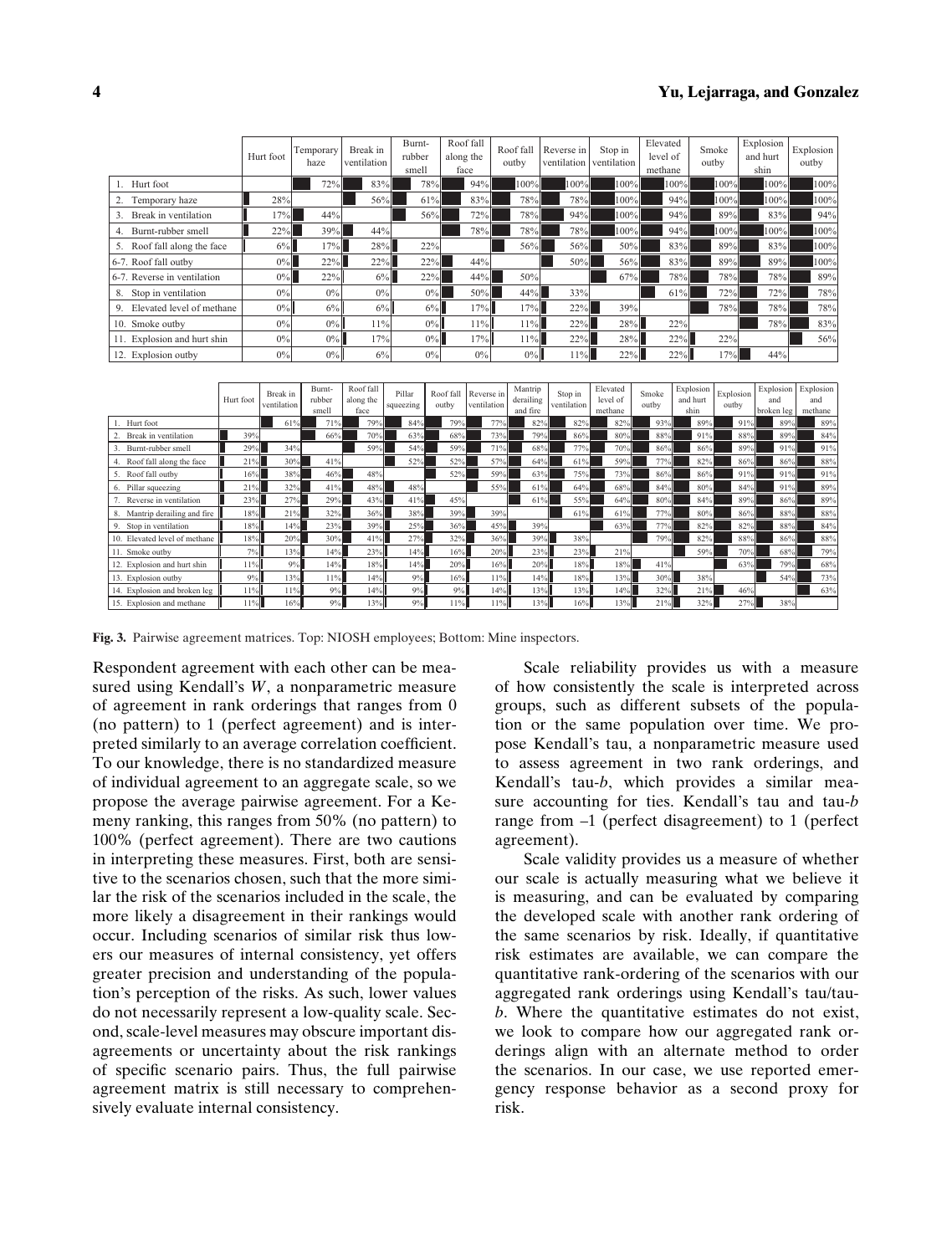| | Hurt foot | Temporary haze | Break in ventilation | Burnt-rubber smell | Roof fall along the face | Roof fall outby | Reverse in ventilation | Stop in ventilation | Elevated level of methane | Smoke outby | Explosion and hurt shin | Explosion outby |
|---|---|---|---|---|---|---|---|---|---|---|---|---|
| 1. Hurt foot | | 72% | 83% | 78% | 94% | 100% | 100% | 100% | 100% | 100% | 100% | 100% |
| 2. Temporary haze | 28% | | 56% | 61% | 83% | 78% | 78% | 100% | 94% | 100% | 100% | 100% |
| 3. Break in ventilation | 17% | 44% | | 56% | 72% | 78% | 94% | 100% | 94% | 89% | 83% | 94% |
| 4. Burnt-rubber smell | 22% | 39% | 44% | | 78% | 78% | 78% | 100% | 94% | 100% | 100% | 100% |
| 5. Roof fall along the face | 6% | 17% | 28% | 22% | | 56% | 56% | 50% | 83% | 89% | 83% | 100% |
| 6-7. Roof fall outby | 0% | 22% | 22% | 22% | 44% | | 50% | 56% | 83% | 89% | 89% | 100% |
| 6-7. Reverse in ventilation | 0% | 22% | 6% | 22% | 44% | 50% | | 67% | 78% | 78% | 78% | 89% |
| 8. Stop in ventilation | 0% | 0% | 0% | 0% | 50% | 44% | 33% | | 61% | 72% | 72% | 78% |
| 9. Elevated level of methane | 0% | 6% | 6% | 6% | 17% | 17% | 22% | 39% | | 78% | 78% | 78% |
| 10. Smoke outby | 0% | 0% | 11% | 0% | 11% | 11% | 22% | 28% | 22% | | 78% | 83% |
| 11. Explosion and hurt shin | 0% | 0% | 17% | 0% | 17% | 11% | 22% | 28% | 22% | 22% | | 56% |
| 12. Explosion outby | 0% | 0% | 6% | 0% | 0% | 0% | 11% | 22% | 22% | 17% | 44% | |

| | Hurt foot | Break in ventilation | Burnt-rubber smell | Roof fall along the face | Pillar squeezing | Roof fall outby | Reverse in ventilation | Mantrip derailing and fire | Stop in ventilation | Elevated level of methane | Smoke outby | Explosion and hurt shin | Explosion outby | Explosion and broken leg | Explosion and methane |
|---|---|---|---|---|---|---|---|---|---|---|---|---|---|---|---|
| 1. Hurt foot | | 61% | 71% | 79% | 84% | 79% | 77% | 82% | 82% | 82% | 93% | 89% | 91% | 89% | 89% |
| 2. Break in ventilation | 39% | | 66% | 70% | 63% | 68% | 73% | 79% | 86% | 80% | 88% | 91% | 88% | 89% | 84% |
| 3. Burnt-rubber smell | 29% | 34% | | 59% | 54% | 59% | 71% | 68% | 77% | 70% | 86% | 86% | 89% | 91% | 91% |
| 4. Roof fall along the face | 21% | 30% | 41% | | 52% | 52% | 57% | 64% | 61% | 59% | 77% | 82% | 86% | 86% | 88% |
| 5. Roof fall outby | 16% | 38% | 46% | 48% | | 52% | 59% | 63% | 75% | 73% | 86% | 86% | 91% | 91% | 91% |
| 6. Pillar squeezing | 21% | 32% | 41% | 48% | 48% | | 55% | 61% | 64% | 68% | 84% | 80% | 84% | 91% | 89% |
| 7. Reverse in ventilation | 23% | 27% | 29% | 43% | 41% | 45% | | 61% | 55% | 64% | 80% | 84% | 89% | 86% | 89% |
| 8. Mantrip derailing and fire | 18% | 21% | 32% | 36% | 38% | 39% | 39% | | 61% | 61% | 77% | 80% | 86% | 88% | 88% |
| 9. Stop in ventilation | 18% | 14% | 23% | 39% | 25% | 36% | 45% | 39% | | 63% | 77% | 82% | 82% | 88% | 84% |
| 10. Elevated level of methane | 18% | 20% | 30% | 41% | 27% | 32% | 36% | 39% | 38% | | 79% | 82% | 88% | 86% | 88% |
| 11. Smoke outby | 7% | 13% | 14% | 23% | 14% | 16% | 20% | 23% | 23% | 21% | | 59% | 70% | 68% | 79% |
| 12. Explosion and hurt shin | 11% | 9% | 14% | 18% | 14% | 20% | 16% | 20% | 18% | 18% | 41% | | 63% | 79% | 68% |
| 13. Explosion outby | 9% | 13% | 11% | 14% | 9% | 16% | 11% | 14% | 18% | 13% | 30% | 38% | | 54% | 73% |
| 14. Explosion and broken leg | 11% | 11% | 9% | 14% | 9% | 9% | 14% | 13% | 13% | 14% | 32% | 21% | 46% | | 63% |
| 15. Explosion and methane | 11% | 16% | 9% | 13% | 9% | 11% | 11% | 13% | 16% | 13% | 21% | 32% | 27% | 38% | |

**Fig. 3.** Pairwise agreement matrices. Top: NIOSH employees; Bottom: Mine inspectors.

Respondent agreement with each other can be measured using Kendall's $W$, a nonparametric measure of agreement in rank orderings that ranges from 0 (no pattern) to 1 (perfect agreement) and is interpreted similarly to an average correlation coefficient. To our knowledge, there is no standardized measure of individual agreement to an aggregate scale, so we propose the average pairwise agreement. For a Kemeny ranking, this ranges from 50% (no pattern) to 100% (perfect agreement). There are two cautions in interpreting these measures. First, both are sensitive to the scenarios chosen, such that the more similar the risk of the scenarios included in the scale, the more likely a disagreement in their rankings would occur. Including scenarios of similar risk thus lowers our measures of internal consistency, yet offers greater precision and understanding of the population's perception of the risks. As such, lower values do not necessarily represent a low-quality scale. Second, scale-level measures may obscure important disagreements or uncertainty about the risk rankings of specific scenario pairs. Thus, the full pairwise agreement matrix is still necessary to comprehensively evaluate internal consistency.

Scale reliability provides us with a measure of how consistently the scale is interpreted across groups, such as different subsets of the population or the same population over time. We propose Kendall's tau, a nonparametric measure used to assess agreement in two rank orderings, and Kendall's tau-*b*, which provides a similar measure accounting for ties. Kendall's tau and tau-*b* range from –1 (perfect disagreement) to 1 (perfect agreement).

Scale validity provides us a measure of whether our scale is actually measuring what we believe it is measuring, and can be evaluated by comparing the developed scale with another rank ordering of the same scenarios by risk. Ideally, if quantitative risk estimates are available, we can compare the quantitative rank-ordering of the scenarios with our aggregated rank orderings using Kendall's tau/tau-*b*. Where the quantitative estimates do not exist, we look to compare how our aggregated rank orderings align with an alternate method to order the scenarios. In our case, we use reported emergency response behavior as a second proxy for risk.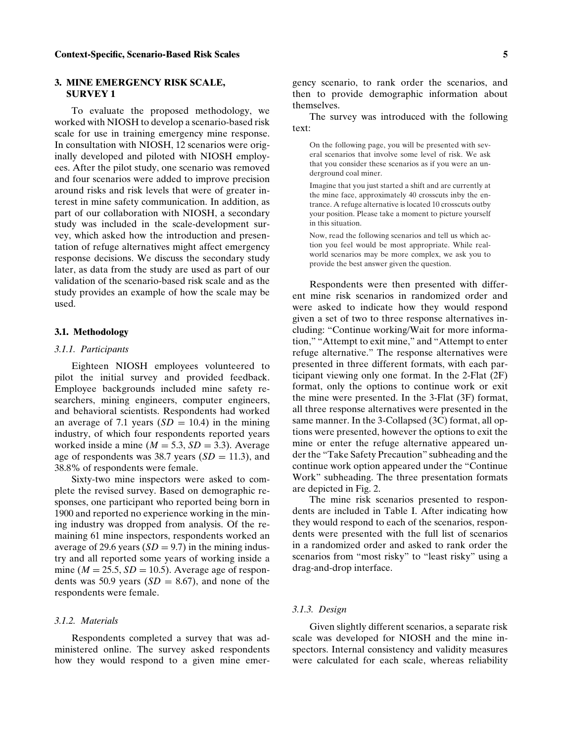## 3. MINE EMERGENCY RISK SCALE, SURVEY 1

To evaluate the proposed methodology, we worked with NIOSH to develop a scenario-based risk scale for use in training emergency mine response. In consultation with NIOSH, 12 scenarios were originally developed and piloted with NIOSH employees. After the pilot study, one scenario was removed and four scenarios were added to improve precision around risks and risk levels that were of greater interest in mine safety communication. In addition, as part of our collaboration with NIOSH, a secondary study was included in the scale-development survey, which asked how the introduction and presentation of refuge alternatives might affect emergency response decisions. We discuss the secondary study later, as data from the study are used as part of our validation of the scenario-based risk scale and as the study provides an example of how the scale may be used.

### 3.1. Methodology

#### 3.1.1. Participants

Eighteen NIOSH employees volunteered to pilot the initial survey and provided feedback. Employee backgrounds included mine safety researchers, mining engineers, computer engineers, and behavioral scientists. Respondents had worked an average of 7.1 years ($SD = 10.4$) in the mining industry, of which four respondents reported years worked inside a mine ($M = 5.3$, $SD = 3.3$). Average age of respondents was 38.7 years ($SD = 11.3$), and 38.8% of respondents were female.

Sixty-two mine inspectors were asked to complete the revised survey. Based on demographic responses, one participant who reported being born in 1900 and reported no experience working in the mining industry was dropped from analysis. Of the remaining 61 mine inspectors, respondents worked an average of 29.6 years ($SD = 9.7$) in the mining industry and all reported some years of working inside a mine ($M = 25.5$, $SD = 10.5$). Average age of respondents was 50.9 years ($SD = 8.67$), and none of the respondents were female.

#### 3.1.2. Materials

Respondents completed a survey that was administered online. The survey asked respondents how they would respond to a given mine emergency scenario, to rank order the scenarios, and then to provide demographic information about themselves.

The survey was introduced with the following text:

> On the following page, you will be presented with several scenarios that involve some level of risk. We ask that you consider these scenarios as if you were an underground coal miner.
>
> Imagine that you just started a shift and are currently at the mine face, approximately 40 crosscuts inby the entrance. A refuge alternative is located 10 crosscuts outby your position. Please take a moment to picture yourself in this situation.
>
> Now, read the following scenarios and tell us which action you feel would be most appropriate. While real-world scenarios may be more complex, we ask you to provide the best answer given the question.

Respondents were then presented with different mine risk scenarios in randomized order and were asked to indicate how they would respond given a set of two to three response alternatives including: "Continue working/Wait for more information," "Attempt to exit mine," and "Attempt to enter refuge alternative." The response alternatives were presented in three different formats, with each participant viewing only one format. In the 2-Flat (2F) format, only the options to continue work or exit the mine were presented. In the 3-Flat (3F) format, all three response alternatives were presented in the same manner. In the 3-Collapsed (3C) format, all options were presented, however the options to exit the mine or enter the refuge alternative appeared under the "Take Safety Precaution" subheading and the continue work option appeared under the "Continue Work" subheading. The three presentation formats are depicted in Fig. 2.

The mine risk scenarios presented to respondents are included in Table I. After indicating how they would respond to each of the scenarios, respondents were presented with the full list of scenarios in a randomized order and asked to rank order the scenarios from "most risky" to "least risky" using a drag-and-drop interface.

#### 3.1.3. Design

Given slightly different scenarios, a separate risk scale was developed for NIOSH and the mine inspectors. Internal consistency and validity measures were calculated for each scale, whereas reliability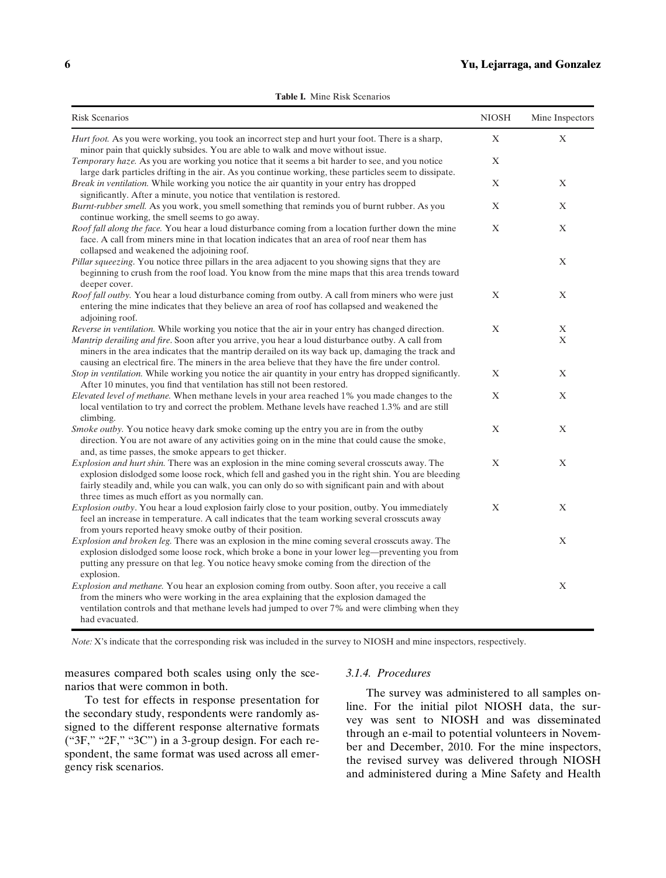**Table I.** Mine Risk Scenarios

| Risk Scenarios | NIOSH | Mine Inspectors |
|---|---|---|
| *Hurt foot.* As you were working, you took an incorrect step and hurt your foot. There is a sharp, minor pain that quickly subsides. You are able to walk and move without issue. | X | X |
| *Temporary haze.* As you are working you notice that it seems a bit harder to see, and you notice large dark particles drifting in the air. As you continue working, these particles seem to dissipate. | X | |
| *Break in ventilation.* While working you notice the air quantity in your entry has dropped significantly. After a minute, you notice that ventilation is restored. | X | X |
| *Burnt-rubber smell.* As you work, you smell something that reminds you of burnt rubber. As you continue working, the smell seems to go away. | X | X |
| *Roof fall along the face.* You hear a loud disturbance coming from a location further down the mine face. A call from miners mine in that location indicates that an area of roof near them has collapsed and weakened the adjoining roof. | X | X |
| *Pillar squeezing.* You notice three pillars in the area adjacent to you showing signs that they are beginning to crush from the roof load. You know from the mine maps that this area trends toward deeper cover. | | X |
| *Roof fall outby.* You hear a loud disturbance coming from outby. A call from miners who were just entering the mine indicates that they believe an area of roof has collapsed and weakened the adjoining roof. | X | X |
| *Reverse in ventilation.* While working you notice that the air in your entry has changed direction. | X | X |
| *Mantrip derailing and fire.* Soon after you arrive, you hear a loud disturbance outby. A call from miners in the area indicates that the mantrip derailed on its way back up, damaging the track and causing an electrical fire. The miners in the area believe that they have the fire under control. | | X |
| *Stop in ventilation.* While working you notice the air quantity in your entry has dropped significantly. After 10 minutes, you find that ventilation has still not been restored. | X | X |
| *Elevated level of methane.* When methane levels in your area reached 1% you made changes to the local ventilation to try and correct the problem. Methane levels have reached 1.3% and are still climbing. | X | X |
| *Smoke outby.* You notice heavy dark smoke coming up the entry you are in from the outby direction. You are not aware of any activities going on in the mine that could cause the smoke, and, as time passes, the smoke appears to get thicker. | X | X |
| *Explosion and hurt shin.* There was an explosion in the mine coming several crosscuts away. The explosion dislodged some loose rock, which fell and gashed you in the right shin. You are bleeding fairly steadily and, while you can walk, you can only do so with significant pain and with about three times as much effort as you normally can. | X | X |
| *Explosion outby.* You hear a loud explosion fairly close to your position, outby. You immediately feel an increase in temperature. A call indicates that the team working several crosscuts away from yours reported heavy smoke outby of their position. | X | X |
| *Explosion and broken leg.* There was an explosion in the mine coming several crosscuts away. The explosion dislodged some loose rock, which broke a bone in your lower leg—preventing you from putting any pressure on that leg. You notice heavy smoke coming from the direction of the explosion. | | X |
| *Explosion and methane.* You hear an explosion coming from outby. Soon after, you receive a call from the miners who were working in the area explaining that the explosion damaged the ventilation controls and that methane levels had jumped to over 7% and were climbing when they had evacuated. | | X |

*Note:* X's indicate that the corresponding risk was included in the survey to NIOSH and mine inspectors, respectively.

measures compared both scales using only the scenarios that were common in both.

To test for effects in response presentation for the secondary study, respondents were randomly assigned to the different response alternative formats ("3F," "2F," "3C") in a 3-group design. For each respondent, the same format was used across all emergency risk scenarios.

### 3.1.4. Procedures

The survey was administered to all samples online. For the initial pilot NIOSH data, the survey was sent to NIOSH and was disseminated through an e-mail to potential volunteers in November and December, 2010. For the mine inspectors, the revised survey was delivered through NIOSH and administered during a Mine Safety and Health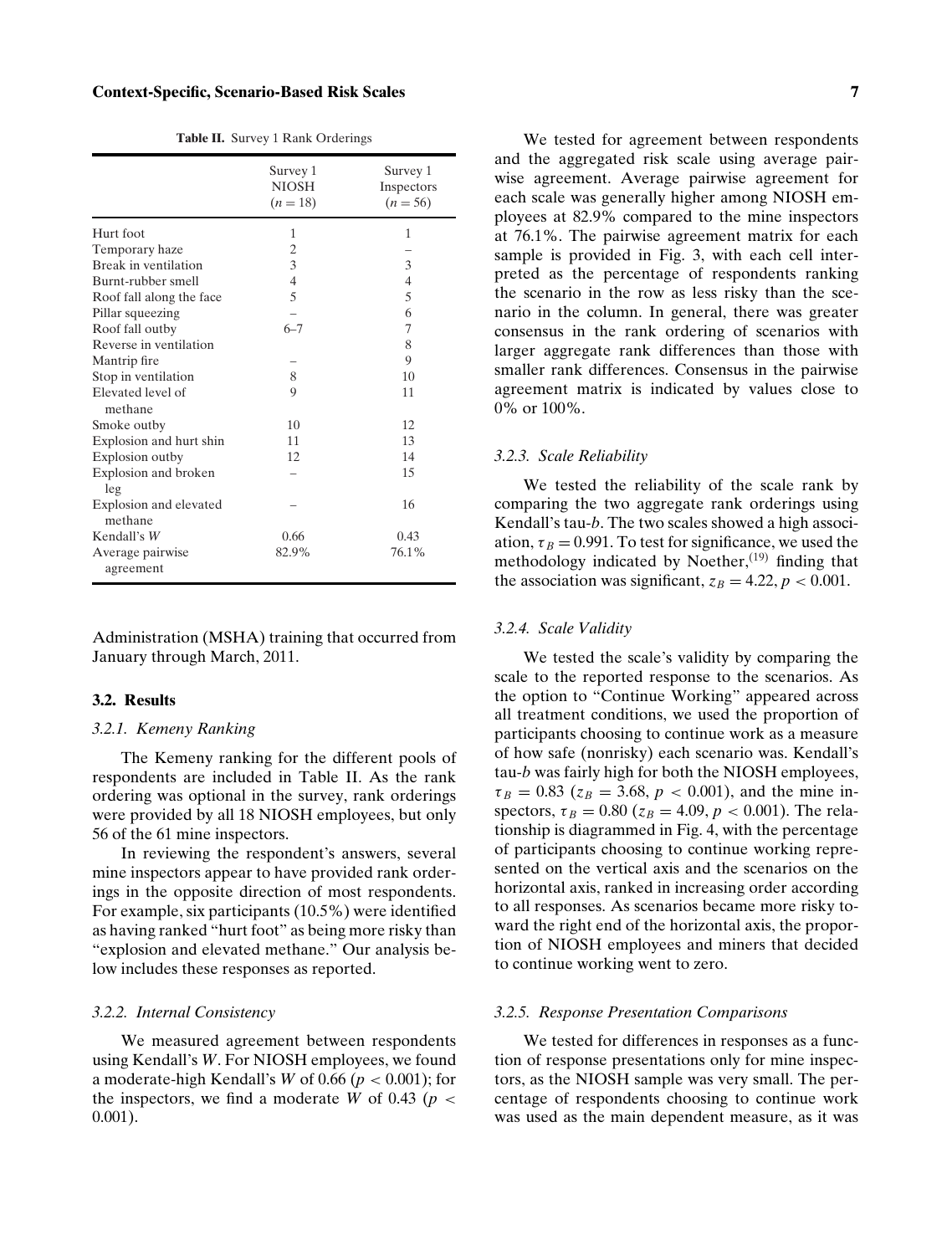**Table II.** Survey 1 Rank Orderings

| | Survey 1 NIOSH ($n = 18$) | Survey 1 Inspectors ($n = 56$) |
|---|---|---|
| Hurt foot | 1 | 1 |
| Temporary haze | 2 | – |
| Break in ventilation | 3 | 3 |
| Burnt-rubber smell | 4 | 4 |
| Roof fall along the face | 5 | 5 |
| Pillar squeezing | – | 6 |
| Roof fall outby | 6–7 | 7 |
| Reverse in ventilation | | 8 |
| Mantrip fire | – | 9 |
| Stop in ventilation | 8 | 10 |
| Elevated level of methane | 9 | 11 |
| Smoke outby | 10 | 12 |
| Explosion and hurt shin | 11 | 13 |
| Explosion outby | 12 | 14 |
| Explosion and broken leg | – | 15 |
| Explosion and elevated methane | – | 16 |
| Kendall's $W$ | 0.66 | 0.43 |
| Average pairwise agreement | 82.9% | 76.1% |

Administration (MSHA) training that occurred from January through March, 2011.

### 3.2. Results

#### 3.2.1. Kemeny Ranking

The Kemeny ranking for the different pools of respondents are included in Table II. As the rank ordering was optional in the survey, rank orderings were provided by all 18 NIOSH employees, but only 56 of the 61 mine inspectors.

In reviewing the respondent's answers, several mine inspectors appear to have provided rank orderings in the opposite direction of most respondents. For example, six participants (10.5%) were identified as having ranked "hurt foot" as being more risky than "explosion and elevated methane." Our analysis below includes these responses as reported.

#### 3.2.2. Internal Consistency

We measured agreement between respondents using Kendall's $W$. For NIOSH employees, we found a moderate-high Kendall's $W$ of 0.66 ($p < 0.001$); for the inspectors, we find a moderate $W$ of 0.43 ($p < 0.001$).

We tested for agreement between respondents and the aggregated risk scale using average pairwise agreement. Average pairwise agreement for each scale was generally higher among NIOSH employees at 82.9% compared to the mine inspectors at 76.1%. The pairwise agreement matrix for each sample is provided in Fig. 3, with each cell interpreted as the percentage of respondents ranking the scenario in the row as less risky than the scenario in the column. In general, there was greater consensus in the rank ordering of scenarios with larger aggregate rank differences than those with smaller rank differences. Consensus in the pairwise agreement matrix is indicated by values close to 0% or 100%.

#### 3.2.3. Scale Reliability

We tested the reliability of the scale rank by comparing the two aggregate rank orderings using Kendall's tau-*b*. The two scales showed a high association, $\tau_B = 0.991$. To test for significance, we used the methodology indicated by Noether,[19] finding that the association was significant, $z_B = 4.22$, $p < 0.001$.

#### 3.2.4. Scale Validity

We tested the scale's validity by comparing the scale to the reported response to the scenarios. As the option to "Continue Working" appeared across all treatment conditions, we used the proportion of participants choosing to continue work as a measure of how safe (nonrisky) each scenario was. Kendall's tau-*b* was fairly high for both the NIOSH employees, $\tau_B = 0.83$ ($z_B = 3.68$, $p < 0.001$), and the mine inspectors, $\tau_B = 0.80$ ($z_B = 4.09$, $p < 0.001$). The relationship is diagrammed in Fig. 4, with the percentage of participants choosing to continue working represented on the vertical axis and the scenarios on the horizontal axis, ranked in increasing order according to all responses. As scenarios became more risky toward the right end of the horizontal axis, the proportion of NIOSH employees and miners that decided to continue working went to zero.

#### 3.2.5. Response Presentation Comparisons

We tested for differences in responses as a function of response presentations only for mine inspectors, as the NIOSH sample was very small. The percentage of respondents choosing to continue work was used as the main dependent measure, as it was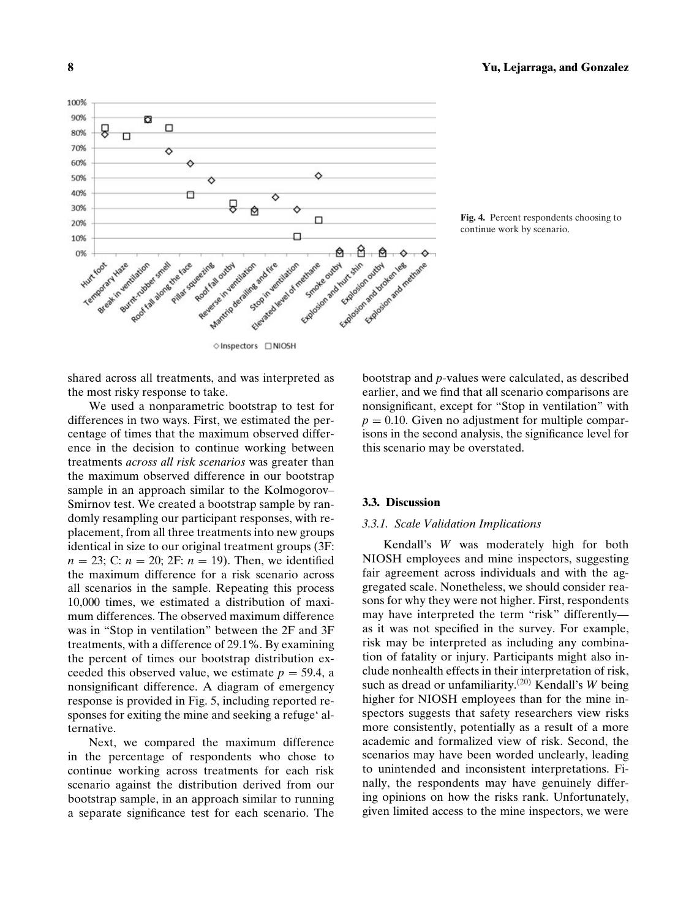Fig. 4. Percent respondents choosing to continue work by scenario.

shared across all treatments, and was interpreted as the most risky response to take.

We used a nonparametric bootstrap to test for differences in two ways. First, we estimated the percentage of times that the maximum observed difference in the decision to continue working between treatments *across all risk scenarios* was greater than the maximum observed difference in our bootstrap sample in an approach similar to the Kolmogorov–Smirnov test. We created a bootstrap sample by randomly resampling our participant responses, with replacement, from all three treatments into new groups identical in size to our original treatment groups (3F: $n = 23$; C: $n = 20$; 2F: $n = 19$). Then, we identified the maximum difference for a risk scenario across all scenarios in the sample. Repeating this process 10,000 times, we estimated a distribution of maximum differences. The observed maximum difference was in "Stop in ventilation" between the 2F and 3F treatments, with a difference of 29.1%. By examining the percent of times our bootstrap distribution exceeded this observed value, we estimate $p = 59.4$, a nonsignificant difference. A diagram of emergency response is provided in Fig. 5, including reported responses for exiting the mine and seeking a refuge' alternative.

Next, we compared the maximum difference in the percentage of respondents who chose to continue working across treatments for each risk scenario against the distribution derived from our bootstrap sample, in an approach similar to running a separate significance test for each scenario. The bootstrap and $p$-values were calculated, as described earlier, and we find that all scenario comparisons are nonsignificant, except for "Stop in ventilation" with $p = 0.10$. Given no adjustment for multiple comparisons in the second analysis, the significance level for this scenario may be overstated.

### 3.3. Discussion

#### 3.3.1. Scale Validation Implications

Kendall's $W$ was moderately high for both NIOSH employees and mine inspectors, suggesting fair agreement across individuals and with the aggregated scale. Nonetheless, we should consider reasons for why they were not higher. First, respondents may have interpreted the term "risk" differently—as it was not specified in the survey. For example, risk may be interpreted as including any combination of fatality or injury. Participants might also include nonhealth effects in their interpretation of risk, such as dread or unfamiliarity.[20] Kendall's $W$ being higher for NIOSH employees than for the mine inspectors suggests that safety researchers view risks more consistently, potentially as a result of a more academic and formalized view of risk. Second, the scenarios may have been worded unclearly, leading to unintended and inconsistent interpretations. Finally, the respondents may have genuinely differing opinions on how the risks rank. Unfortunately, given limited access to the mine inspectors, we were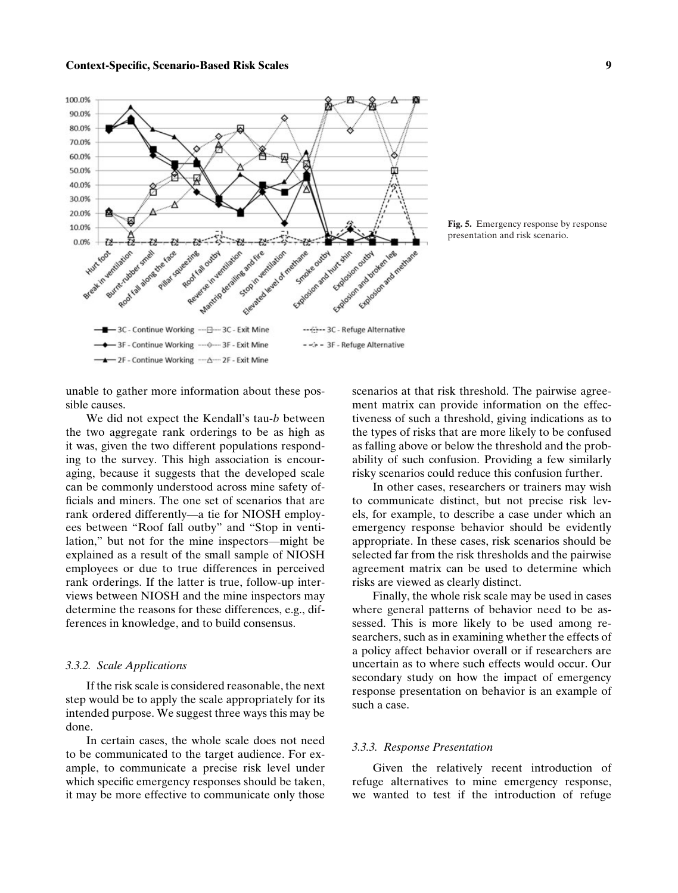Fig. 5. Emergency response by response presentation and risk scenario.

unable to gather more information about these possible causes.

We did not expect the Kendall's tau-*b* between the two aggregate rank orderings to be as high as it was, given the two different populations responding to the survey. This high association is encouraging, because it suggests that the developed scale can be commonly understood across mine safety officials and miners. The one set of scenarios that are rank ordered differently—a tie for NIOSH employees between "Roof fall outby" and "Stop in ventilation," but not for the mine inspectors—might be explained as a result of the small sample of NIOSH employees or due to true differences in perceived rank orderings. If the latter is true, follow-up interviews between NIOSH and the mine inspectors may determine the reasons for these differences, e.g., differences in knowledge, and to build consensus.

### *3.3.2. Scale Applications*

If the risk scale is considered reasonable, the next step would be to apply the scale appropriately for its intended purpose. We suggest three ways this may be done.

In certain cases, the whole scale does not need to be communicated to the target audience. For example, to communicate a precise risk level under which specific emergency responses should be taken, it may be more effective to communicate only those scenarios at that risk threshold. The pairwise agreement matrix can provide information on the effectiveness of such a threshold, giving indications as to the types of risks that are more likely to be confused as falling above or below the threshold and the probability of such confusion. Providing a few similarly risky scenarios could reduce this confusion further.

In other cases, researchers or trainers may wish to communicate distinct, but not precise risk levels, for example, to describe a case under which an emergency response behavior should be evidently appropriate. In these cases, risk scenarios should be selected far from the risk thresholds and the pairwise agreement matrix can be used to determine which risks are viewed as clearly distinct.

Finally, the whole risk scale may be used in cases where general patterns of behavior need to be assessed. This is more likely to be used among researchers, such as in examining whether the effects of a policy affect behavior overall or if researchers are uncertain as to where such effects would occur. Our secondary study on how the impact of emergency response presentation on behavior is an example of such a case.

### *3.3.3. Response Presentation*

Given the relatively recent introduction of refuge alternatives to mine emergency response, we wanted to test if the introduction of refuge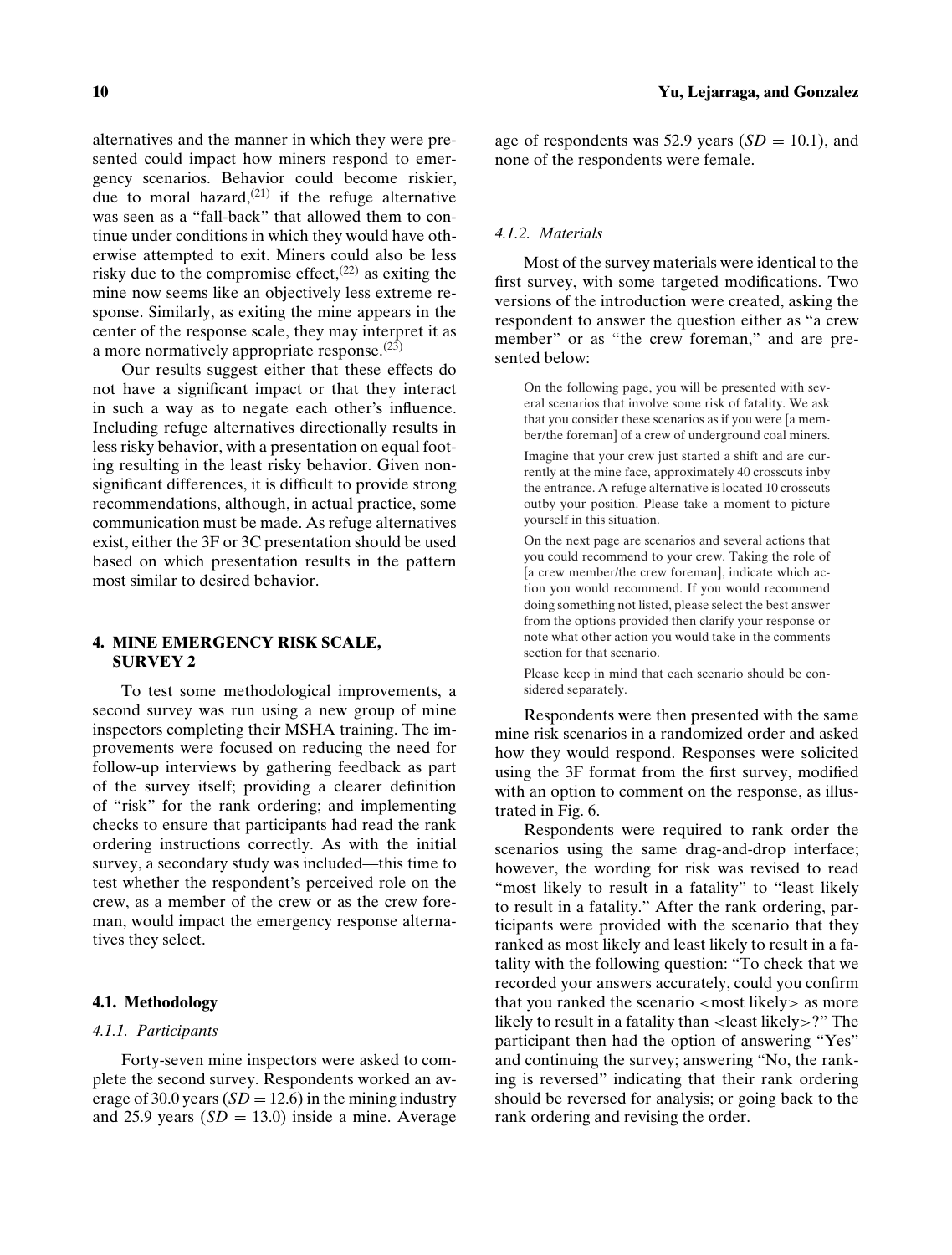alternatives and the manner in which they were presented could impact how miners respond to emergency scenarios. Behavior could become riskier, due to moral hazard,[21] if the refuge alternative was seen as a "fall-back" that allowed them to continue under conditions in which they would have otherwise attempted to exit. Miners could also be less risky due to the compromise effect,[22] as exiting the mine now seems like an objectively less extreme response. Similarly, as exiting the mine appears in the center of the response scale, they may interpret it as a more normatively appropriate response.[23]

Our results suggest either that these effects do not have a significant impact or that they interact in such a way as to negate each other's influence. Including refuge alternatives directionally results in less risky behavior, with a presentation on equal footing resulting in the least risky behavior. Given nonsignificant differences, it is difficult to provide strong recommendations, although, in actual practice, some communication must be made. As refuge alternatives exist, either the 3F or 3C presentation should be used based on which presentation results in the pattern most similar to desired behavior.

## 4. MINE EMERGENCY RISK SCALE, SURVEY 2

To test some methodological improvements, a second survey was run using a new group of mine inspectors completing their MSHA training. The improvements were focused on reducing the need for follow-up interviews by gathering feedback as part of the survey itself; providing a clearer definition of "risk" for the rank ordering; and implementing checks to ensure that participants had read the rank ordering instructions correctly. As with the initial survey, a secondary study was included—this time to test whether the respondent's perceived role on the crew, as a member of the crew or as the crew foreman, would impact the emergency response alternatives they select.

### 4.1. Methodology

#### *4.1.1. Participants*

Forty-seven mine inspectors were asked to complete the second survey. Respondents worked an average of 30.0 years ($SD = 12.6$) in the mining industry and 25.9 years ($SD = 13.0$) inside a mine. Average age of respondents was 52.9 years ($SD = 10.1$), and none of the respondents were female.

#### *4.1.2. Materials*

Most of the survey materials were identical to the first survey, with some targeted modifications. Two versions of the introduction were created, asking the respondent to answer the question either as "a crew member" or as "the crew foreman," and are presented below:

> On the following page, you will be presented with several scenarios that involve some risk of fatality. We ask that you consider these scenarios as if you were [a member/the foreman] of a crew of underground coal miners.
>
> Imagine that your crew just started a shift and are currently at the mine face, approximately 40 crosscuts inby the entrance. A refuge alternative is located 10 crosscuts outby your position. Please take a moment to picture yourself in this situation.
>
> On the next page are scenarios and several actions that you could recommend to your crew. Taking the role of [a crew member/the crew foreman], indicate which action you would recommend. If you would recommend doing something not listed, please select the best answer from the options provided then clarify your response or note what other action you would take in the comments section for that scenario.
>
> Please keep in mind that each scenario should be considered separately.

Respondents were then presented with the same mine risk scenarios in a randomized order and asked how they would respond. Responses were solicited using the 3F format from the first survey, modified with an option to comment on the response, as illustrated in Fig. 6.

Respondents were required to rank order the scenarios using the same drag-and-drop interface; however, the wording for risk was revised to read "most likely to result in a fatality" to "least likely to result in a fatality." After the rank ordering, participants were provided with the scenario that they ranked as most likely and least likely to result in a fatality with the following question: "To check that we recorded your answers accurately, could you confirm that you ranked the scenario <most likely> as more likely to result in a fatality than <least likely>?" The participant then had the option of answering "Yes" and continuing the survey; answering "No, the ranking is reversed" indicating that their rank ordering should be reversed for analysis; or going back to the rank ordering and revising the order.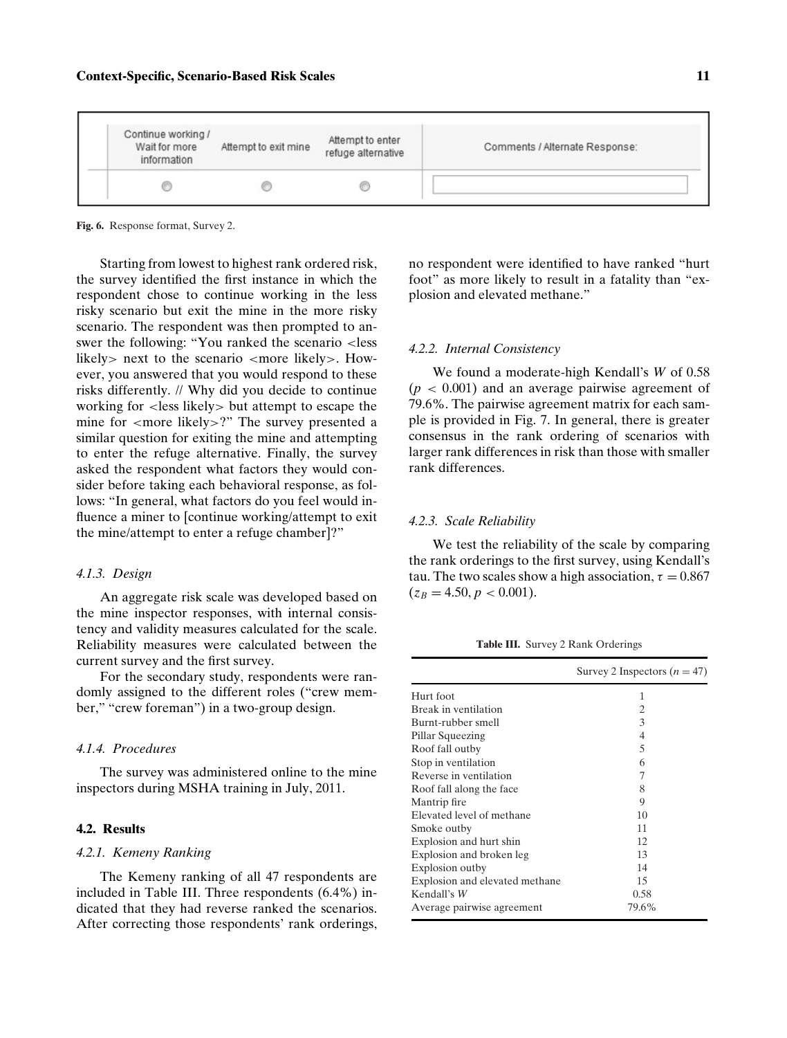| Continue working / Wait for more information | Attempt to exit mine | Attempt to enter refuge alternative | Comments / Alternate Response: |
|---|---|---|---|
| ○ | ○ | ○ | |

**Fig. 6.** Response format, Survey 2.

Starting from lowest to highest rank ordered risk, the survey identified the first instance in which the respondent chose to continue working in the less risky scenario but exit the mine in the more risky scenario. The respondent was then prompted to answer the following: "You ranked the scenario <less likely> next to the scenario <more likely>. However, you answered that you would respond to these risks differently. // Why did you decide to continue working for <less likely> but attempt to escape the mine for <more likely>?" The survey presented a similar question for exiting the mine and attempting to enter the refuge alternative. Finally, the survey asked the respondent what factors they would consider before taking each behavioral response, as follows: "In general, what factors do you feel would influence a miner to [continue working/attempt to exit the mine/attempt to enter a refuge chamber]?"

#### *4.1.3. Design*

An aggregate risk scale was developed based on the mine inspector responses, with internal consistency and validity measures calculated for the scale. Reliability measures were calculated between the current survey and the first survey.

For the secondary study, respondents were randomly assigned to the different roles ("crew member," "crew foreman") in a two-group design.

#### *4.1.4. Procedures*

The survey was administered online to the mine inspectors during MSHA training in July, 2011.

### **4.2. Results**

#### *4.2.1. Kemeny Ranking*

The Kemeny ranking of all 47 respondents are included in Table III. Three respondents (6.4%) indicated that they had reverse ranked the scenarios. After correcting those respondents' rank orderings, no respondent were identified to have ranked "hurt foot" as more likely to result in a fatality than "explosion and elevated methane."

#### *4.2.2. Internal Consistency*

We found a moderate-high Kendall's $W$ of 0.58 ($p < 0.001$) and an average pairwise agreement of 79.6%. The pairwise agreement matrix for each sample is provided in Fig. 7. In general, there is greater consensus in the rank ordering of scenarios with larger rank differences in risk than those with smaller rank differences.

#### *4.2.3. Scale Reliability*

We test the reliability of the scale by comparing the rank orderings to the first survey, using Kendall's tau. The two scales show a high association, $\tau = 0.867$ ($z_B = 4.50, p < 0.001$).

**Table III.** Survey 2 Rank Orderings

| | Survey 2 Inspectors ($n = 47$) |
|---|---|
| Hurt foot | 1 |
| Break in ventilation | 2 |
| Burnt-rubber smell | 3 |
| Pillar Squeezing | 4 |
| Roof fall outby | 5 |
| Stop in ventilation | 6 |
| Reverse in ventilation | 7 |
| Roof fall along the face | 8 |
| Mantrip fire | 9 |
| Elevated level of methane | 10 |
| Smoke outby | 11 |
| Explosion and hurt shin | 12 |
| Explosion and broken leg | 13 |
| Explosion outby | 14 |
| Explosion and elevated methane | 15 |
| Kendall's $W$ | 0.58 |
| Average pairwise agreement | 79.6% |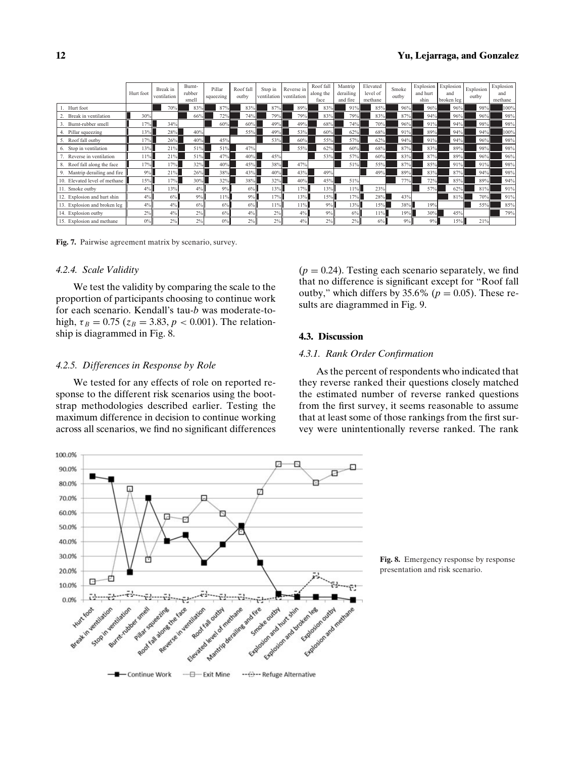| | Hurt foot | Break in ventilation | Burnt-rubber smell | Pillar squeezing | Roof fall outby | Stop in ventilation | Reverse in ventilation | Roof fall along the face | Mantrip derailing and fire | Elevated level of methane | Smoke outby | Explosion and hurt shin | Explosion and broken leg | Explosion outby | Explosion and methane |
|---|---|---|---|---|---|---|---|---|---|---|---|---|---|---|---|
| 1. Hurt foot | | 70% | 83% | 87% | 83% | 87% | 89% | 83% | 91% | 85% | 96% | 96% | 96% | 98% | 100% |
| 2. Break in ventilation | 30% | | 66% | 72% | 74% | 79% | 79% | 83% | 79% | 83% | 87% | 94% | 96% | 96% | 98% |
| 3. Burnt-rubber smell | 17% | 34% | | 60% | 60% | 49% | 49% | 68% | 74% | 70% | 96% | 91% | 94% | 98% | 98% |
| 4. Pillar squeezing | 13% | 28% | 40% | | 55% | 49% | 53% | 60% | 62% | 68% | 91% | 89% | 94% | 94% | 100% |
| 5. Roof fall outby | 17% | 26% | 40% | 45% | | 53% | 60% | 55% | 57% | 62% | 94% | 91% | 94% | 96% | 98% |
| 6. Stop in ventilation | 13% | 21% | 51% | 51% | 47% | | 55% | 62% | 60% | 68% | 87% | 83% | 89% | 98% | 98% |
| 7. Reverse in ventilation | 11% | 21% | 51% | 47% | 40% | 45% | | 53% | 57% | 60% | 83% | 87% | 89% | 96% | 96% |
| 8. Roof fall along the face | 17% | 17% | 32% | 40% | 45% | 38% | 47% | | 51% | 55% | 87% | 85% | 91% | 91% | 98% |
| 9. Mantrip derailing and fire | 9% | 21% | 26% | 38% | 43% | 40% | 43% | 49% | | 49% | 89% | 83% | 87% | 94% | 98% |
| 10. Elevated level of methane | 15% | 17% | 30% | 32% | 38% | 32% | 40% | 45% | 51% | | 77% | 72% | 85% | 89% | 94% |
| 11. Smoke outby | 4% | 13% | 4% | 9% | 6% | 13% | 17% | 13% | 11% | 23% | | 57% | 62% | 81% | 91% |
| 12. Explosion and hurt shin | 4% | 6% | 9% | 11% | 9% | 17% | 13% | 15% | 17% | 28% | 43% | | 81% | 70% | 91% |
| 13. Explosion and broken leg | 4% | 4% | 6% | 6% | 6% | 11% | 11% | 9% | 13% | 15% | 38% | 19% | | 55% | 85% |
| 14. Explosion outby | 2% | 4% | 2% | 6% | 4% | 2% | 4% | 9% | 6% | 11% | 19% | 30% | 45% | | 79% |
| 15. Explosion and methane | 0% | 2% | 2% | 0% | 2% | 2% | 4% | 2% | 2% | 6% | 9% | 9% | 15% | 21% | |

**Fig. 7.** Pairwise agreement matrix by scenario, survey.

### 4.2.4. Scale Validity

We test the validity by comparing the scale to the proportion of participants choosing to continue work for each scenario. Kendall's tau-*b* was moderate-to-high, $\tau_B = 0.75$ ($z_B = 3.83$, $p < 0.001$). The relationship is diagrammed in Fig. 8.

### 4.2.5. Differences in Response by Role

We tested for any effects of role on reported response to the different risk scenarios using the bootstrap methodologies described earlier. Testing the maximum difference in decision to continue working across all scenarios, we find no significant differences ($p = 0.24$). Testing each scenario separately, we find that no difference is significant except for "Roof fall outby," which differs by 35.6% ($p = 0.05$). These results are diagrammed in Fig. 9.

## 4.3. Discussion

### 4.3.1. Rank Order Confirmation

As the percent of respondents who indicated that they reverse ranked their questions closely matched the estimated number of reverse ranked questions from the first survey, it seems reasonable to assume that at least some of those rankings from the first survey were unintentionally reverse ranked. The rank

**Fig. 8.** Emergency response by response presentation and risk scenario.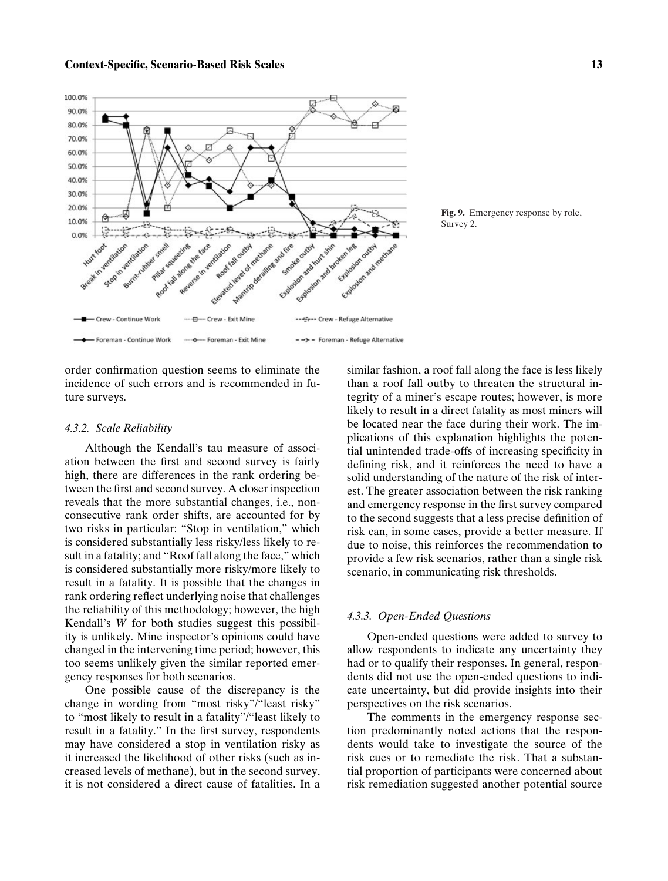100.0%
90.0%
80.0%
70.0%
60.0%
50.0%
40.0%
30.0%
20.0%
10.0%
0.0%

Hurt foot
Break in ventilation
Stop in ventilation
Burnt-rubber smell
Pillar squeezing
Roof fall along the face
Reverse in ventilation
Roof fall outby
Elevated level of methane
Mantrip derailing and fire
Smoke outby
Explosion and hurt shin
Explosion and broken leg
Explosion outby
Explosion and methane

Crew - Continue Work
Crew - Exit Mine
Crew - Refuge Alternative
Foreman - Continue Work
Foreman - Exit Mine
Foreman - Refuge Alternative

**Fig. 9.** Emergency response by role, Survey 2.

order confirmation question seems to eliminate the incidence of such errors and is recommended in future surveys.

### 4.3.2. Scale Reliability

Although the Kendall's tau measure of association between the first and second survey is fairly high, there are differences in the rank ordering between the first and second survey. A closer inspection reveals that the more substantial changes, i.e., nonconsecutive rank order shifts, are accounted for by two risks in particular: "Stop in ventilation," which is considered substantially less risky/less likely to result in a fatality; and "Roof fall along the face," which is considered substantially more risky/more likely to result in a fatality. It is possible that the changes in rank ordering reflect underlying noise that challenges the reliability of this methodology; however, the high Kendall's $W$ for both studies suggest this possibility is unlikely. Mine inspector's opinions could have changed in the intervening time period; however, this too seems unlikely given the similar reported emergency responses for both scenarios.

One possible cause of the discrepancy is the change in wording from "most risky"/"least risky" to "most likely to result in a fatality"/"least likely to result in a fatality." In the first survey, respondents may have considered a stop in ventilation risky as it increased the likelihood of other risks (such as increased levels of methane), but in the second survey, it is not considered a direct cause of fatalities. In a similar fashion, a roof fall along the face is less likely than a roof fall outby to threaten the structural integrity of a miner's escape routes; however, is more likely to result in a direct fatality as most miners will be located near the face during their work. The implications of this explanation highlights the potential unintended trade-offs of increasing specificity in defining risk, and it reinforces the need to have a solid understanding of the nature of the risk of interest. The greater association between the risk ranking and emergency response in the first survey compared to the second suggests that a less precise definition of risk can, in some cases, provide a better measure. If due to noise, this reinforces the recommendation to provide a few risk scenarios, rather than a single risk scenario, in communicating risk thresholds.

### 4.3.3. Open-Ended Questions

Open-ended questions were added to survey to allow respondents to indicate any uncertainty they had or to qualify their responses. In general, respondents did not use the open-ended questions to indicate uncertainty, but did provide insights into their perspectives on the risk scenarios.

The comments in the emergency response section predominantly noted actions that the respondents would take to investigate the source of the risk cues or to remediate the risk. That a substantial proportion of participants were concerned about risk remediation suggested another potential source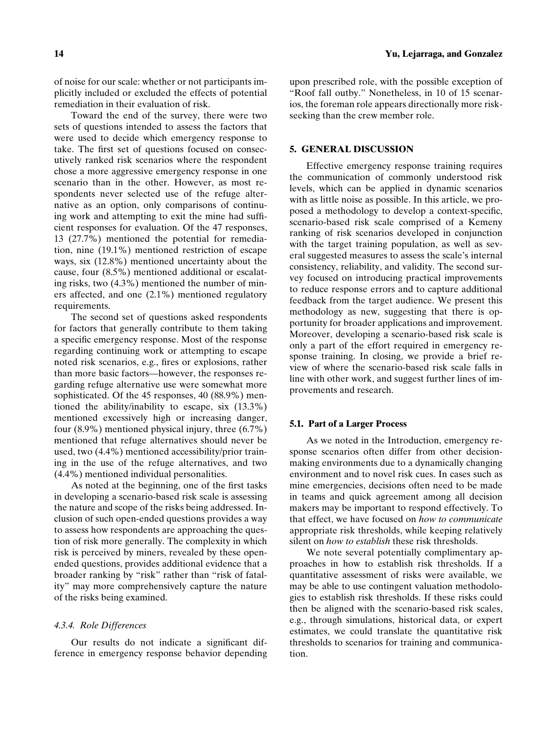of noise for our scale: whether or not participants implicitly included or excluded the effects of potential remediation in their evaluation of risk.

Toward the end of the survey, there were two sets of questions intended to assess the factors that were used to decide which emergency response to take. The first set of questions focused on consecutively ranked risk scenarios where the respondent chose a more aggressive emergency response in one scenario than in the other. However, as most respondents never selected use of the refuge alternative as an option, only comparisons of continuing work and attempting to exit the mine had sufficient responses for evaluation. Of the 47 responses, 13 (27.7%) mentioned the potential for remediation, nine (19.1%) mentioned restriction of escape ways, six (12.8%) mentioned uncertainty about the cause, four (8.5%) mentioned additional or escalating risks, two (4.3%) mentioned the number of miners affected, and one (2.1%) mentioned regulatory requirements.

The second set of questions asked respondents for factors that generally contribute to them taking a specific emergency response. Most of the response regarding continuing work or attempting to escape noted risk scenarios, e.g., fires or explosions, rather than more basic factors—however, the responses regarding refuge alternative use were somewhat more sophisticated. Of the 45 responses, 40 (88.9%) mentioned the ability/inability to escape, six (13.3%) mentioned excessively high or increasing danger, four (8.9%) mentioned physical injury, three (6.7%) mentioned that refuge alternatives should never be used, two (4.4%) mentioned accessibility/prior training in the use of the refuge alternatives, and two (4.4%) mentioned individual personalities.

As noted at the beginning, one of the first tasks in developing a scenario-based risk scale is assessing the nature and scope of the risks being addressed. Inclusion of such open-ended questions provides a way to assess how respondents are approaching the question of risk more generally. The complexity in which risk is perceived by miners, revealed by these open-ended questions, provides additional evidence that a broader ranking by "risk" rather than "risk of fatality" may more comprehensively capture the nature of the risks being examined.

#### *4.3.4. Role Differences*

Our results do not indicate a significant difference in emergency response behavior depending upon prescribed role, with the possible exception of "Roof fall outby." Nonetheless, in 10 of 15 scenarios, the foreman role appears directionally more risk-seeking than the crew member role.

## 5. GENERAL DISCUSSION

Effective emergency response training requires the communication of commonly understood risk levels, which can be applied in dynamic scenarios with as little noise as possible. In this article, we proposed a methodology to develop a context-specific, scenario-based risk scale comprised of a Kemeny ranking of risk scenarios developed in conjunction with the target training population, as well as several suggested measures to assess the scale's internal consistency, reliability, and validity. The second survey focused on introducing practical improvements to reduce response errors and to capture additional feedback from the target audience. We present this methodology as new, suggesting that there is opportunity for broader applications and improvement. Moreover, developing a scenario-based risk scale is only a part of the effort required in emergency response training. In closing, we provide a brief review of where the scenario-based risk scale falls in line with other work, and suggest further lines of improvements and research.

### 5.1. Part of a Larger Process

As we noted in the Introduction, emergency response scenarios often differ from other decision-making environments due to a dynamically changing environment and to novel risk cues. In cases such as mine emergencies, decisions often need to be made in teams and quick agreement among all decision makers may be important to respond effectively. To that effect, we have focused on *how to communicate* appropriate risk thresholds, while keeping relatively silent on *how to establish* these risk thresholds.

We note several potentially complimentary approaches in how to establish risk thresholds. If a quantitative assessment of risks were available, we may be able to use contingent valuation methodologies to establish risk thresholds. If these risks could then be aligned with the scenario-based risk scales, e.g., through simulations, historical data, or expert estimates, we could translate the quantitative risk thresholds to scenarios for training and communication.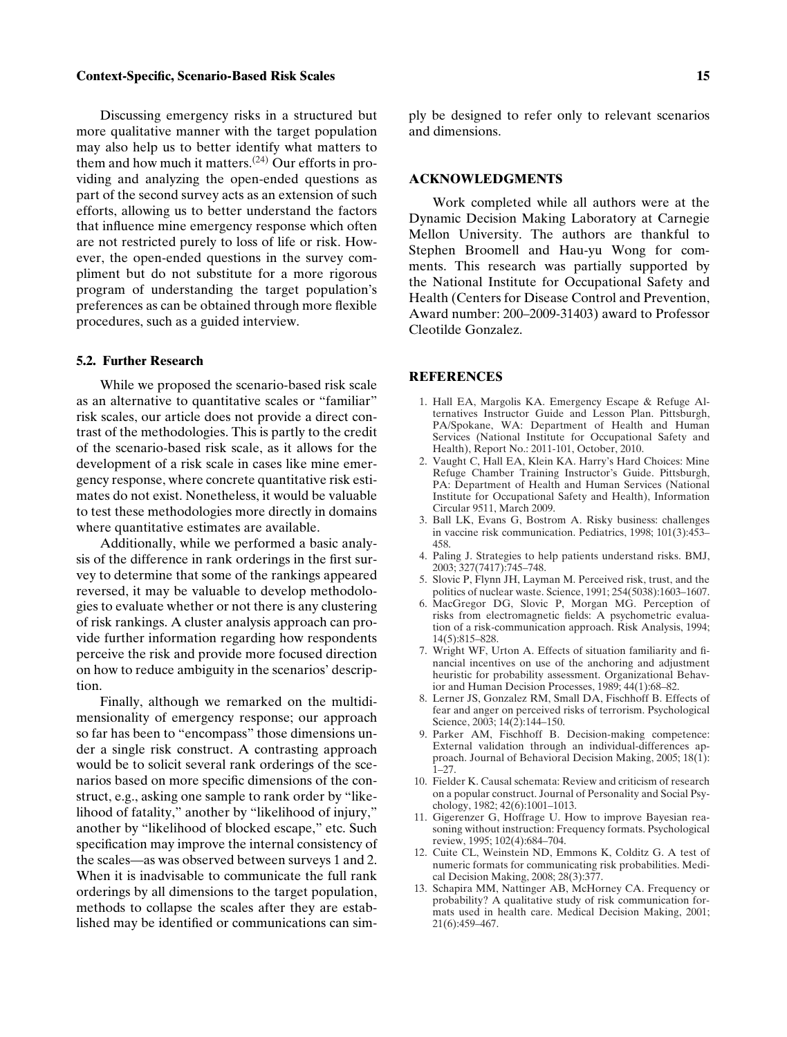Discussing emergency risks in a structured but more qualitative manner with the target population may also help us to better identify what matters to them and how much it matters.[24] Our efforts in providing and analyzing the open-ended questions as part of the second survey acts as an extension of such efforts, allowing us to better understand the factors that influence mine emergency response which often are not restricted purely to loss of life or risk. However, the open-ended questions in the survey compliment but do not substitute for a more rigorous program of understanding the target population's preferences as can be obtained through more flexible procedures, such as a guided interview.

### 5.2. Further Research

While we proposed the scenario-based risk scale as an alternative to quantitative scales or "familiar" risk scales, our article does not provide a direct contrast of the methodologies. This is partly to the credit of the scenario-based risk scale, as it allows for the development of a risk scale in cases like mine emergency response, where concrete quantitative risk estimates do not exist. Nonetheless, it would be valuable to test these methodologies more directly in domains where quantitative estimates are available.

Additionally, while we performed a basic analysis of the difference in rank orderings in the first survey to determine that some of the rankings appeared reversed, it may be valuable to develop methodologies to evaluate whether or not there is any clustering of risk rankings. A cluster analysis approach can provide further information regarding how respondents perceive the risk and provide more focused direction on how to reduce ambiguity in the scenarios' description.

Finally, although we remarked on the multidimensionality of emergency response; our approach so far has been to "encompass" those dimensions under a single risk construct. A contrasting approach would be to solicit several rank orderings of the scenarios based on more specific dimensions of the construct, e.g., asking one sample to rank order by "likelihood of fatality," another by "likelihood of injury," another by "likelihood of blocked escape," etc. Such specification may improve the internal consistency of the scales—as was observed between surveys 1 and 2. When it is inadvisable to communicate the full rank orderings by all dimensions to the target population, methods to collapse the scales after they are established may be identified or communications can simply be designed to refer only to relevant scenarios and dimensions.

## ACKNOWLEDGMENTS

Work completed while all authors were at the Dynamic Decision Making Laboratory at Carnegie Mellon University. The authors are thankful to Stephen Broomell and Hau-yu Wong for comments. This research was partially supported by the National Institute for Occupational Safety and Health (Centers for Disease Control and Prevention, Award number: 200–2009-31403) award to Professor Cleotilde Gonzalez.

## REFERENCES

1. Hall EA, Margolis KA. Emergency Escape & Refuge Alternatives Instructor Guide and Lesson Plan. Pittsburgh, PA/Spokane, WA: Department of Health and Human Services (National Institute for Occupational Safety and Health), Report No.: 2011-101, October, 2010.
2. Vaught C, Hall EA, Klein KA. Harry's Hard Choices: Mine Refuge Chamber Training Instructor's Guide. Pittsburgh, PA: Department of Health and Human Services (National Institute for Occupational Safety and Health), Information Circular 9511, March 2009.
3. Ball LK, Evans G, Bostrom A. Risky business: challenges in vaccine risk communication. Pediatrics, 1998; 101(3):453–458.
4. Paling J. Strategies to help patients understand risks. BMJ, 2003; 327(7417):745–748.
5. Slovic P, Flynn JH, Layman M. Perceived risk, trust, and the politics of nuclear waste. Science, 1991; 254(5038):1603–1607.
6. MacGregor DG, Slovic P, Morgan MG. Perception of risks from electromagnetic fields: A psychometric evaluation of a risk-communication approach. Risk Analysis, 1994; 14(5):815–828.
7. Wright WF, Urton A. Effects of situation familiarity and financial incentives on use of the anchoring and adjustment heuristic for probability assessment. Organizational Behavior and Human Decision Processes, 1989; 44(1):68–82.
8. Lerner JS, Gonzalez RM, Small DA, Fischhoff B. Effects of fear and anger on perceived risks of terrorism. Psychological Science, 2003; 14(2):144–150.
9. Parker AM, Fischhoff B. Decision-making competence: External validation through an individual-differences approach. Journal of Behavioral Decision Making, 2005; 18(1): 1–27.
10. Fielder K. Causal schemata: Review and criticism of research on a popular construct. Journal of Personality and Social Psychology, 1982; 42(6):1001–1013.
11. Gigerenzer G, Hoffrage U. How to improve Bayesian reasoning without instruction: Frequency formats. Psychological review, 1995; 102(4):684–704.
12. Cuite CL, Weinstein ND, Emmons K, Colditz G. A test of numeric formats for communicating risk probabilities. Medical Decision Making, 2008; 28(3):377.
13. Schapira MM, Nattinger AB, McHorney CA. Frequency or probability? A qualitative study of risk communication formats used in health care. Medical Decision Making, 2001; 21(6):459–467.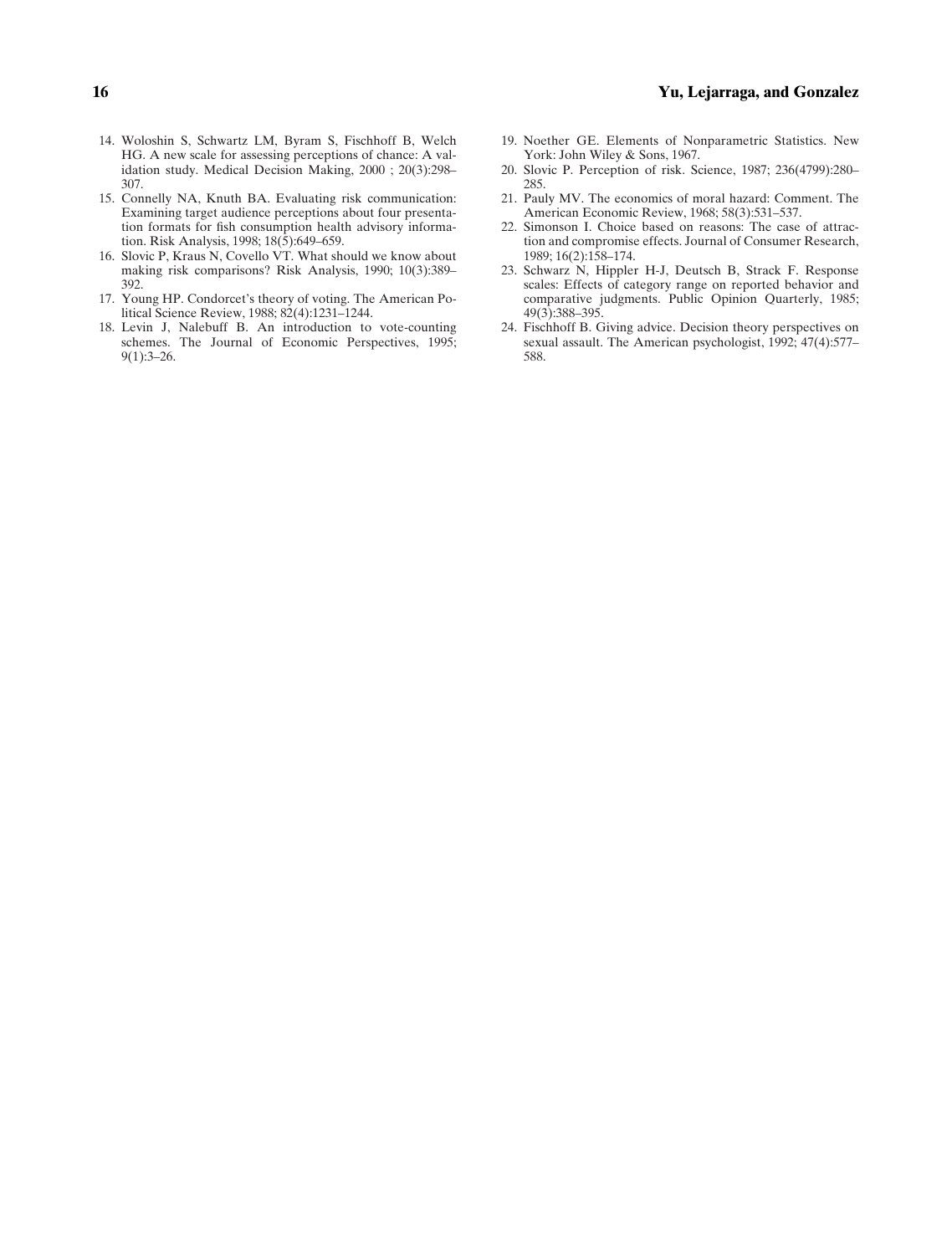14. Woloshin S, Schwartz LM, Byram S, Fischhoff B, Welch HG. A new scale for assessing perceptions of chance: A validation study. Medical Decision Making, 2000 ; 20(3):298–307.
15. Connelly NA, Knuth BA. Evaluating risk communication: Examining target audience perceptions about four presentation formats for fish consumption health advisory information. Risk Analysis, 1998; 18(5):649–659.
16. Slovic P, Kraus N, Covello VT. What should we know about making risk comparisons? Risk Analysis, 1990; 10(3):389–392.
17. Young HP. Condorcet's theory of voting. The American Political Science Review, 1988; 82(4):1231–1244.
18. Levin J, Nalebuff B. An introduction to vote-counting schemes. The Journal of Economic Perspectives, 1995; 9(1):3–26.
19. Noether GE. Elements of Nonparametric Statistics. New York: John Wiley & Sons, 1967.
20. Slovic P. Perception of risk. Science, 1987; 236(4799):280–285.
21. Pauly MV. The economics of moral hazard: Comment. The American Economic Review, 1968; 58(3):531–537.
22. Simonson I. Choice based on reasons: The case of attraction and compromise effects. Journal of Consumer Research, 1989; 16(2):158–174.
23. Schwarz N, Hippler H-J, Deutsch B, Strack F. Response scales: Effects of category range on reported behavior and comparative judgments. Public Opinion Quarterly, 1985; 49(3):388–395.
24. Fischhoff B. Giving advice. Decision theory perspectives on sexual assault. The American psychologist, 1992; 47(4):577–588.